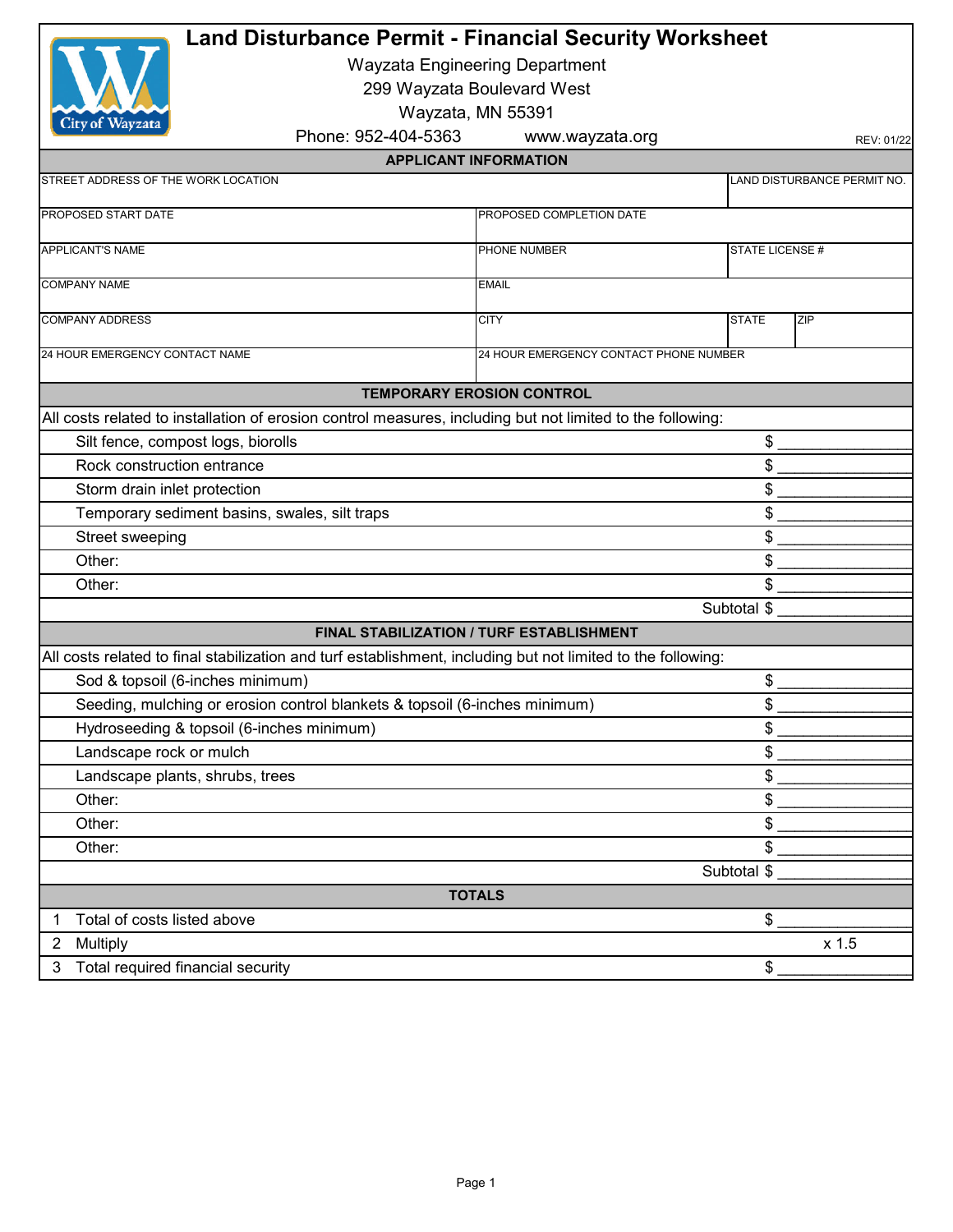# Land Disturbance Permit - Financial Security Worksheet

Wayzata Engineering Department
299 Wayzata Boulevard West
Wayzata, MN 55391
Phone: 952-404-5363 www.wayzata.org

REV: 01/22

## APPLICANT INFORMATION

| STREET ADDRESS OF THE WORK LOCATION | | LAND DISTURBANCE PERMIT NO. | |
|---|---|---|---|
| PROPOSED START DATE | PROPOSED COMPLETION DATE | | |
| APPLICANT'S NAME | PHONE NUMBER | STATE LICENSE # | |
| COMPANY NAME | EMAIL | | |
| COMPANY ADDRESS | CITY | STATE | ZIP |
| 24 HOUR EMERGENCY CONTACT NAME | 24 HOUR EMERGENCY CONTACT PHONE NUMBER | | |

## TEMPORARY EROSION CONTROL

All costs related to installation of erosion control measures, including but not limited to the following:

| Item | Cost |
|---|---|
| Silt fence, compost logs, biorolls | $ ______________ |
| Rock construction entrance | $ ______________ |
| Storm drain inlet protection | $ ______________ |
| Temporary sediment basins, swales, silt traps | $ ______________ |
| Street sweeping | $ ______________ |
| Other: | $ ______________ |
| Other: | $ ______________ |
| Subtotal | $ ______________ |

## FINAL STABILIZATION / TURF ESTABLISHMENT

All costs related to final stabilization and turf establishment, including but not limited to the following:

| Item | Cost |
|---|---|
| Sod & topsoil (6-inches minimum) | $ ______________ |
| Seeding, mulching or erosion control blankets & topsoil (6-inches minimum) | $ ______________ |
| Hydroseeding & topsoil (6-inches minimum) | $ ______________ |
| Landscape rock or mulch | $ ______________ |
| Landscape plants, shrubs, trees | $ ______________ |
| Other: | $ ______________ |
| Other: | $ ______________ |
| Other: | $ ______________ |
| Subtotal | $ ______________ |

## TOTALS

| | Item | Amount |
|---|---|---|
| 1 | Total of costs listed above | $ ______________ |
| 2 | Multiply | x 1.5 |
| 3 | Total required financial security | $ ______________ |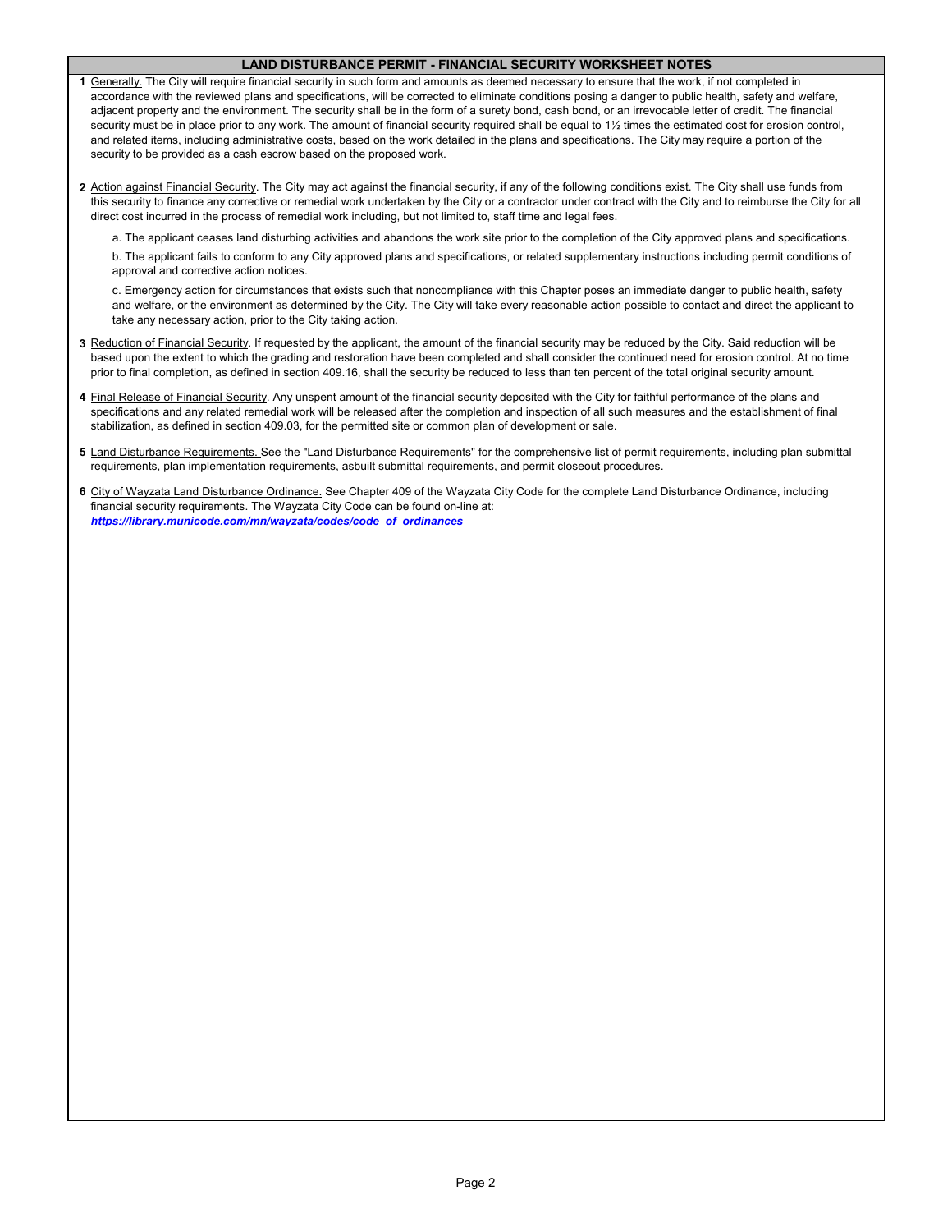## LAND DISTURBANCE PERMIT - FINANCIAL SECURITY WORKSHEET NOTES

**1** Generally. The City will require financial security in such form and amounts as deemed necessary to ensure that the work, if not completed in accordance with the reviewed plans and specifications, will be corrected to eliminate conditions posing a danger to public health, safety and welfare, adjacent property and the environment. The security shall be in the form of a surety bond, cash bond, or an irrevocable letter of credit. The financial security must be in place prior to any work. The amount of financial security required shall be equal to 1½ times the estimated cost for erosion control, and related items, including administrative costs, based on the work detailed in the plans and specifications. The City may require a portion of the security to be provided as a cash escrow based on the proposed work.

**2** Action against Financial Security. The City may act against the financial security, if any of the following conditions exist. The City shall use funds from this security to finance any corrective or remedial work undertaken by the City or a contractor under contract with the City and to reimburse the City for all direct cost incurred in the process of remedial work including, but not limited to, staff time and legal fees.

a. The applicant ceases land disturbing activities and abandons the work site prior to the completion of the City approved plans and specifications.

b. The applicant fails to conform to any City approved plans and specifications, or related supplementary instructions including permit conditions of approval and corrective action notices.

c. Emergency action for circumstances that exists such that noncompliance with this Chapter poses an immediate danger to public health, safety and welfare, or the environment as determined by the City. The City will take every reasonable action possible to contact and direct the applicant to take any necessary action, prior to the City taking action.

**3** Reduction of Financial Security. If requested by the applicant, the amount of the financial security may be reduced by the City. Said reduction will be based upon the extent to which the grading and restoration have been completed and shall consider the continued need for erosion control. At no time prior to final completion, as defined in section 409.16, shall the security be reduced to less than ten percent of the total original security amount.

**4** Final Release of Financial Security. Any unspent amount of the financial security deposited with the City for faithful performance of the plans and specifications and any related remedial work will be released after the completion and inspection of all such measures and the establishment of final stabilization, as defined in section 409.03, for the permitted site or common plan of development or sale.

**5** Land Disturbance Requirements. See the "Land Disturbance Requirements" for the comprehensive list of permit requirements, including plan submittal requirements, plan implementation requirements, asbuilt submittal requirements, and permit closeout procedures.

**6** City of Wayzata Land Disturbance Ordinance. See Chapter 409 of the Wayzata City Code for the complete Land Disturbance Ordinance, including financial security requirements. The Wayzata City Code can be found on-line at:
***https://library.municode.com/mn/wayzata/codes/code_of_ordinances***